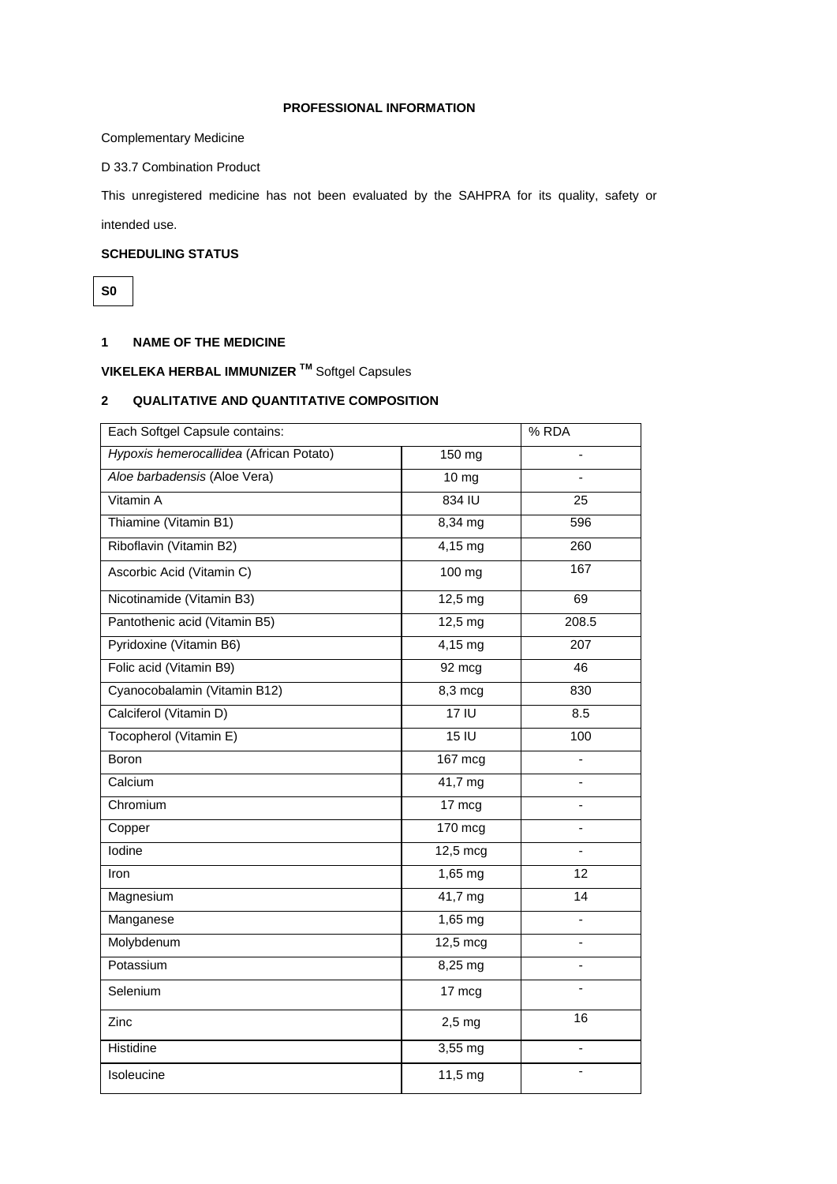**PROFESSIONAL INFORMATION**

Complementary Medicine

D 33.7 Combination Product

This unregistered medicine has not been evaluated by the SAHPRA for its quality, safety or intended use.

**SCHEDULING STATUS**

**S0**

## 1 NAME OF THE MEDICINE

**VIKELEKA HERBAL IMMUNIZER ™** Softgel Capsules

## 2 QUALITATIVE AND QUANTITATIVE COMPOSITION

| Each Softgel Capsule contains: | | % RDA |
|---|---|---|
| *Hypoxis hemerocallidea* (African Potato) | 150 mg | - |
| *Aloe barbadensis* (Aloe Vera) | 10 mg | - |
| Vitamin A | 834 IU | 25 |
| Thiamine (Vitamin B1) | 8,34 mg | 596 |
| Riboflavin (Vitamin B2) | 4,15 mg | 260 |
| Ascorbic Acid (Vitamin C) | 100 mg | 167 |
| Nicotinamide (Vitamin B3) | 12,5 mg | 69 |
| Pantothenic acid (Vitamin B5) | 12,5 mg | 208.5 |
| Pyridoxine (Vitamin B6) | 4,15 mg | 207 |
| Folic acid (Vitamin B9) | 92 mcg | 46 |
| Cyanocobalamin (Vitamin B12) | 8,3 mcg | 830 |
| Calciferol (Vitamin D) | 17 IU | 8.5 |
| Tocopherol (Vitamin E) | 15 IU | 100 |
| Boron | 167 mcg | - |
| Calcium | 41,7 mg | - |
| Chromium | 17 mcg | - |
| Copper | 170 mcg | - |
| Iodine | 12,5 mcg | - |
| Iron | 1,65 mg | 12 |
| Magnesium | 41,7 mg | 14 |
| Manganese | 1,65 mg | - |
| Molybdenum | 12,5 mcg | - |
| Potassium | 8,25 mg | - |
| Selenium | 17 mcg | - |
| Zinc | 2,5 mg | 16 |
| Histidine | 3,55 mg | - |
| Isoleucine | 11,5 mg | - |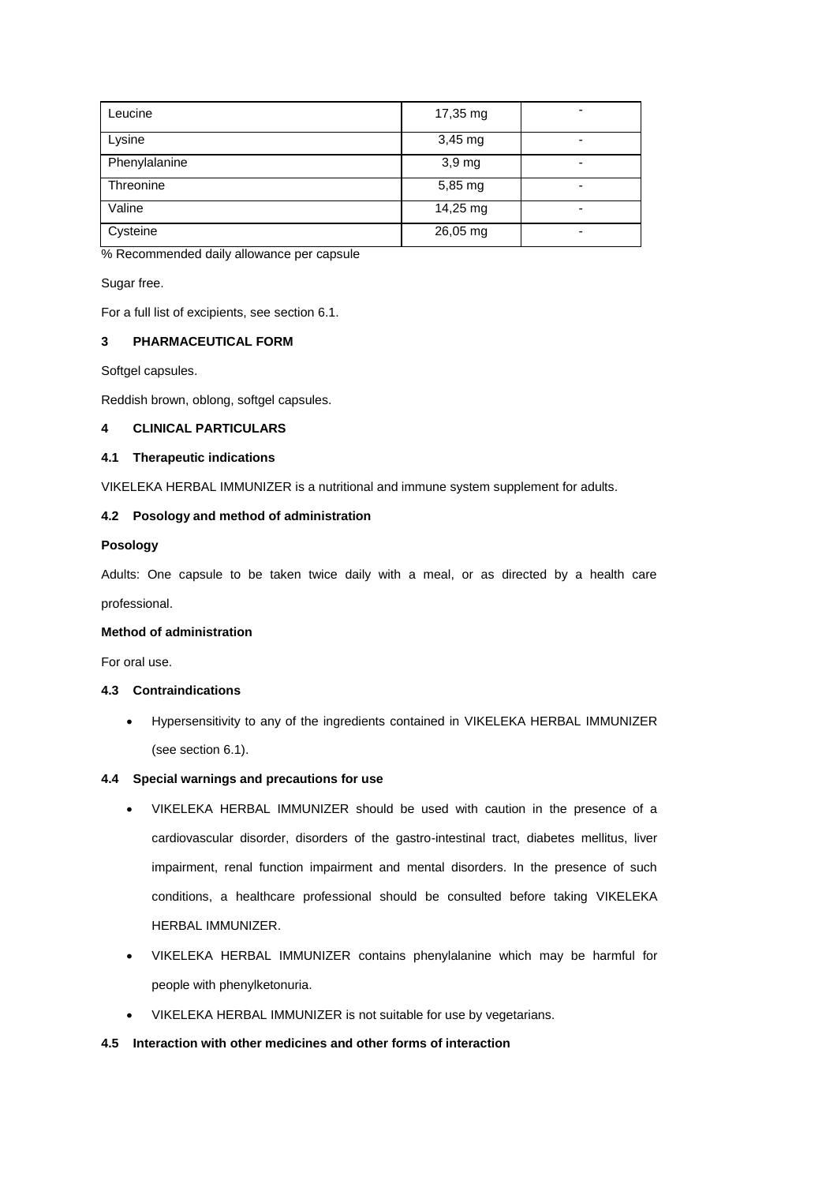| | | |
|---|---|---|
| Leucine | 17,35 mg | - |
| Lysine | 3,45 mg | - |
| Phenylalanine | 3,9 mg | - |
| Threonine | 5,85 mg | - |
| Valine | 14,25 mg | - |
| Cysteine | 26,05 mg | - |

% Recommended daily allowance per capsule

Sugar free.

For a full list of excipients, see section 6.1.

## 3 PHARMACEUTICAL FORM

Softgel capsules.

Reddish brown, oblong, softgel capsules.

## 4 CLINICAL PARTICULARS

### 4.1 Therapeutic indications

VIKELEKA HERBAL IMMUNIZER is a nutritional and immune system supplement for adults.

### 4.2 Posology and method of administration

**Posology**

Adults: One capsule to be taken twice daily with a meal, or as directed by a health care professional.

**Method of administration**

For oral use.

### 4.3 Contraindications

- Hypersensitivity to any of the ingredients contained in VIKELEKA HERBAL IMMUNIZER (see section 6.1).

### 4.4 Special warnings and precautions for use

- VIKELEKA HERBAL IMMUNIZER should be used with caution in the presence of a cardiovascular disorder, disorders of the gastro-intestinal tract, diabetes mellitus, liver impairment, renal function impairment and mental disorders. In the presence of such conditions, a healthcare professional should be consulted before taking VIKELEKA HERBAL IMMUNIZER.
- VIKELEKA HERBAL IMMUNIZER contains phenylalanine which may be harmful for people with phenylketonuria.
- VIKELEKA HERBAL IMMUNIZER is not suitable for use by vegetarians.

### 4.5 Interaction with other medicines and other forms of interaction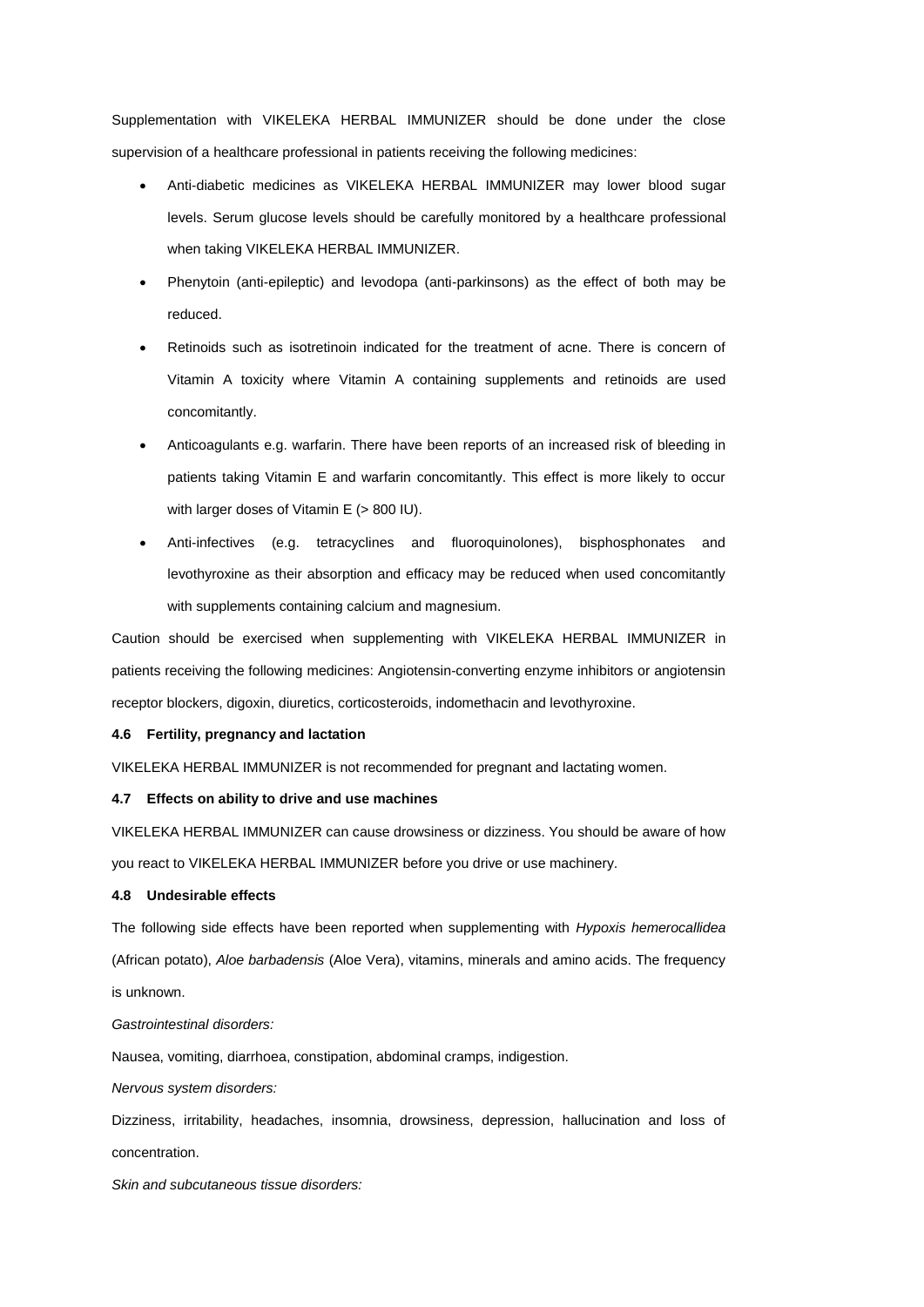Supplementation with VIKELEKA HERBAL IMMUNIZER should be done under the close supervision of a healthcare professional in patients receiving the following medicines:

- Anti-diabetic medicines as VIKELEKA HERBAL IMMUNIZER may lower blood sugar levels. Serum glucose levels should be carefully monitored by a healthcare professional when taking VIKELEKA HERBAL IMMUNIZER.
- Phenytoin (anti-epileptic) and levodopa (anti-parkinsons) as the effect of both may be reduced.
- Retinoids such as isotretinoin indicated for the treatment of acne. There is concern of Vitamin A toxicity where Vitamin A containing supplements and retinoids are used concomitantly.
- Anticoagulants e.g. warfarin. There have been reports of an increased risk of bleeding in patients taking Vitamin E and warfarin concomitantly. This effect is more likely to occur with larger doses of Vitamin E (> 800 IU).
- Anti-infectives (e.g. tetracyclines and fluoroquinolones), bisphosphonates and levothyroxine as their absorption and efficacy may be reduced when used concomitantly with supplements containing calcium and magnesium.

Caution should be exercised when supplementing with VIKELEKA HERBAL IMMUNIZER in patients receiving the following medicines: Angiotensin-converting enzyme inhibitors or angiotensin receptor blockers, digoxin, diuretics, corticosteroids, indomethacin and levothyroxine.

### 4.6 Fertility, pregnancy and lactation

VIKELEKA HERBAL IMMUNIZER is not recommended for pregnant and lactating women.

### 4.7 Effects on ability to drive and use machines

VIKELEKA HERBAL IMMUNIZER can cause drowsiness or dizziness. You should be aware of how you react to VIKELEKA HERBAL IMMUNIZER before you drive or use machinery.

### 4.8 Undesirable effects

The following side effects have been reported when supplementing with *Hypoxis hemerocallidea* (African potato), *Aloe barbadensis* (Aloe Vera), vitamins, minerals and amino acids. The frequency is unknown.

*Gastrointestinal disorders:*

Nausea, vomiting, diarrhoea, constipation, abdominal cramps, indigestion.

*Nervous system disorders:*

Dizziness, irritability, headaches, insomnia, drowsiness, depression, hallucination and loss of concentration.

*Skin and subcutaneous tissue disorders:*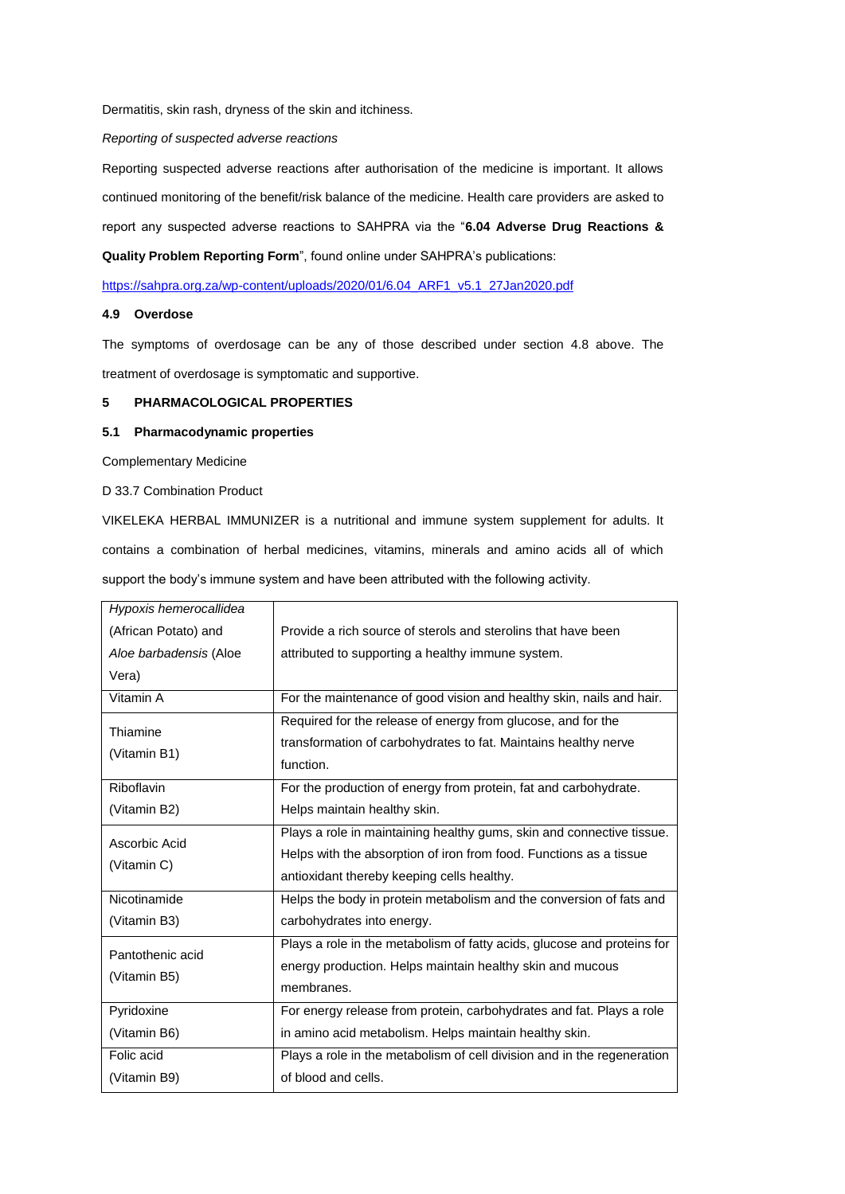Dermatitis, skin rash, dryness of the skin and itchiness.

*Reporting of suspected adverse reactions*

Reporting suspected adverse reactions after authorisation of the medicine is important. It allows continued monitoring of the benefit/risk balance of the medicine. Health care providers are asked to report any suspected adverse reactions to SAHPRA via the "**6.04 Adverse Drug Reactions & Quality Problem Reporting Form**", found online under SAHPRA's publications:

https://sahpra.org.za/wp-content/uploads/2020/01/6.04_ARF1_v5.1_27Jan2020.pdf

### 4.9 Overdose

The symptoms of overdosage can be any of those described under section 4.8 above. The treatment of overdosage is symptomatic and supportive.

## 5 PHARMACOLOGICAL PROPERTIES

### 5.1 Pharmacodynamic properties

Complementary Medicine

D 33.7 Combination Product

VIKELEKA HERBAL IMMUNIZER is a nutritional and immune system supplement for adults. It contains a combination of herbal medicines, vitamins, minerals and amino acids all of which support the body's immune system and have been attributed with the following activity.

| | |
|---|---|
| *Hypoxis hemerocallidea* (African Potato) and *Aloe barbadensis* (Aloe Vera) | Provide a rich source of sterols and sterolins that have been attributed to supporting a healthy immune system. |
| Vitamin A | For the maintenance of good vision and healthy skin, nails and hair. |
| Thiamine (Vitamin B1) | Required for the release of energy from glucose, and for the transformation of carbohydrates to fat. Maintains healthy nerve function. |
| Riboflavin (Vitamin B2) | For the production of energy from protein, fat and carbohydrate. Helps maintain healthy skin. |
| Ascorbic Acid (Vitamin C) | Plays a role in maintaining healthy gums, skin and connective tissue. Helps with the absorption of iron from food. Functions as a tissue antioxidant thereby keeping cells healthy. |
| Nicotinamide (Vitamin B3) | Helps the body in protein metabolism and the conversion of fats and carbohydrates into energy. |
| Pantothenic acid (Vitamin B5) | Plays a role in the metabolism of fatty acids, glucose and proteins for energy production. Helps maintain healthy skin and mucous membranes. |
| Pyridoxine (Vitamin B6) | For energy release from protein, carbohydrates and fat. Plays a role in amino acid metabolism. Helps maintain healthy skin. |
| Folic acid (Vitamin B9) | Plays a role in the metabolism of cell division and in the regeneration of blood and cells. |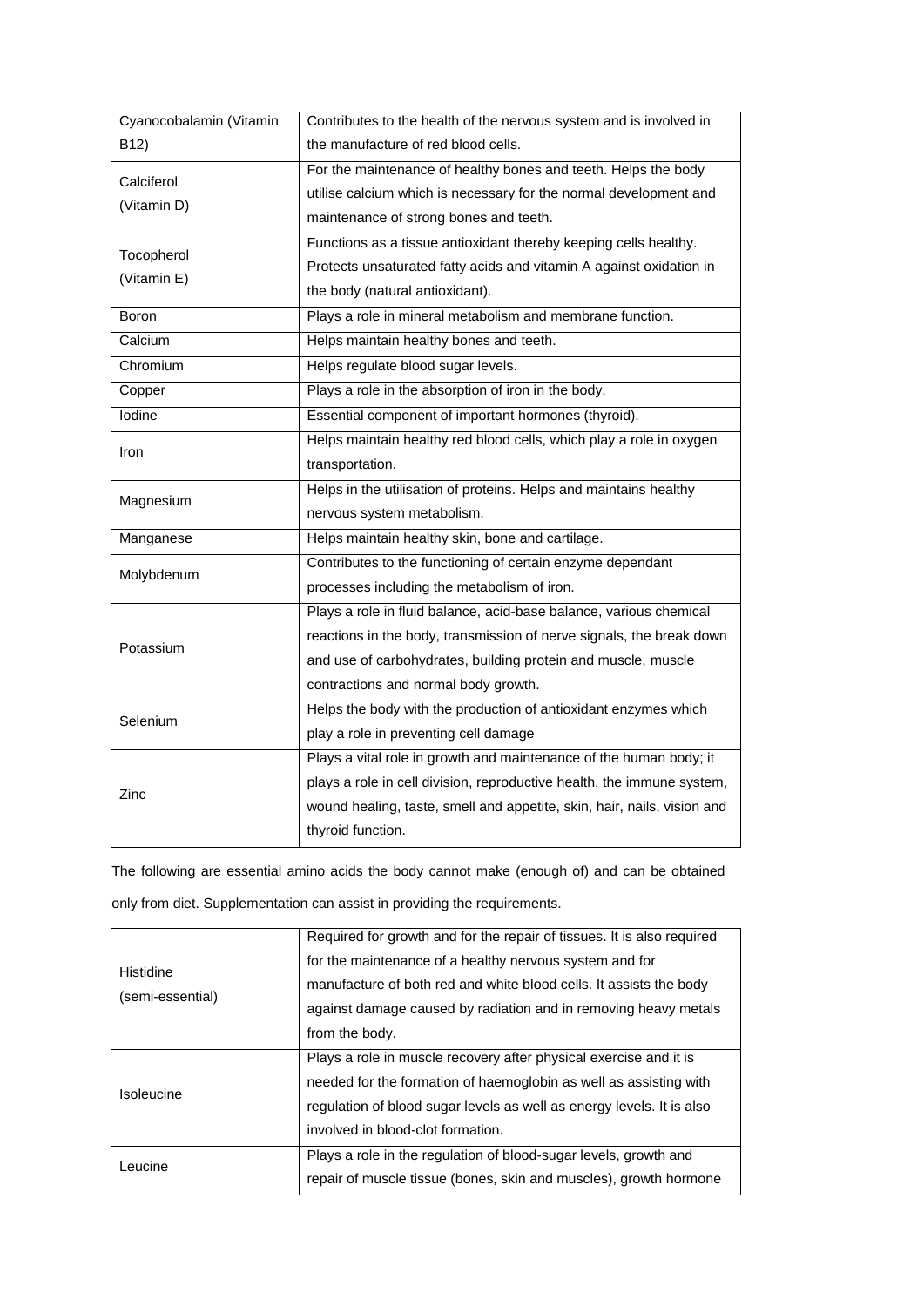| | |
|---|---|
| Cyanocobalamin (Vitamin B12) | Contributes to the health of the nervous system and is involved in the manufacture of red blood cells. |
| Calciferol (Vitamin D) | For the maintenance of healthy bones and teeth. Helps the body utilise calcium which is necessary for the normal development and maintenance of strong bones and teeth. |
| Tocopherol (Vitamin E) | Functions as a tissue antioxidant thereby keeping cells healthy. Protects unsaturated fatty acids and vitamin A against oxidation in the body (natural antioxidant). |
| Boron | Plays a role in mineral metabolism and membrane function. |
| Calcium | Helps maintain healthy bones and teeth. |
| Chromium | Helps regulate blood sugar levels. |
| Copper | Plays a role in the absorption of iron in the body. |
| Iodine | Essential component of important hormones (thyroid). |
| Iron | Helps maintain healthy red blood cells, which play a role in oxygen transportation. |
| Magnesium | Helps in the utilisation of proteins. Helps and maintains healthy nervous system metabolism. |
| Manganese | Helps maintain healthy skin, bone and cartilage. |
| Molybdenum | Contributes to the functioning of certain enzyme dependant processes including the metabolism of iron. |
| Potassium | Plays a role in fluid balance, acid-base balance, various chemical reactions in the body, transmission of nerve signals, the break down and use of carbohydrates, building protein and muscle, muscle contractions and normal body growth. |
| Selenium | Helps the body with the production of antioxidant enzymes which play a role in preventing cell damage |
| Zinc | Plays a vital role in growth and maintenance of the human body; it plays a role in cell division, reproductive health, the immune system, wound healing, taste, smell and appetite, skin, hair, nails, vision and thyroid function. |

The following are essential amino acids the body cannot make (enough of) and can be obtained only from diet. Supplementation can assist in providing the requirements.

| | |
|---|---|
| Histidine (semi-essential) | Required for growth and for the repair of tissues. It is also required for the maintenance of a healthy nervous system and for manufacture of both red and white blood cells. It assists the body against damage caused by radiation and in removing heavy metals from the body. |
| Isoleucine | Plays a role in muscle recovery after physical exercise and it is needed for the formation of haemoglobin as well as assisting with regulation of blood sugar levels as well as energy levels. It is also involved in blood-clot formation. |
| Leucine | Plays a role in the regulation of blood-sugar levels, growth and repair of muscle tissue (bones, skin and muscles), growth hormone |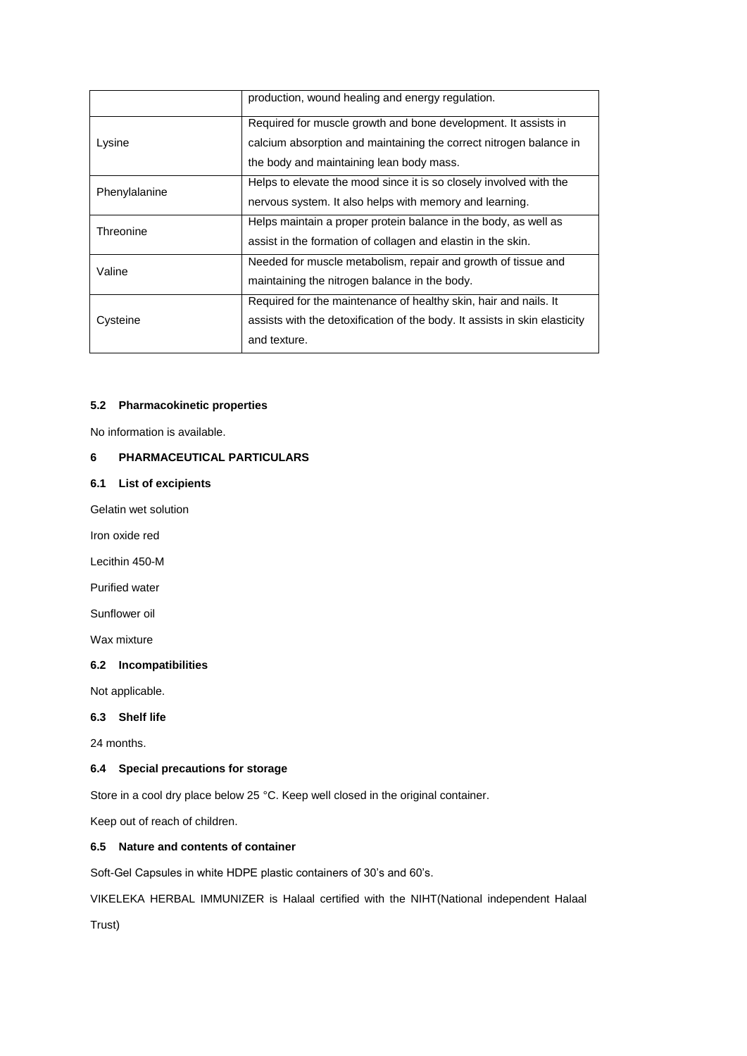| | |
|---|---|
| | production, wound healing and energy regulation. |
| Lysine | Required for muscle growth and bone development. It assists in calcium absorption and maintaining the correct nitrogen balance in the body and maintaining lean body mass. |
| Phenylalanine | Helps to elevate the mood since it is so closely involved with the nervous system. It also helps with memory and learning. |
| Threonine | Helps maintain a proper protein balance in the body, as well as assist in the formation of collagen and elastin in the skin. |
| Valine | Needed for muscle metabolism, repair and growth of tissue and maintaining the nitrogen balance in the body. |
| Cysteine | Required for the maintenance of healthy skin, hair and nails. It assists with the detoxification of the body. It assists in skin elasticity and texture. |

### 5.2 Pharmacokinetic properties

No information is available.

## 6 PHARMACEUTICAL PARTICULARS

### 6.1 List of excipients

Gelatin wet solution

Iron oxide red

Lecithin 450-M

Purified water

Sunflower oil

Wax mixture

### 6.2 Incompatibilities

Not applicable.

### 6.3 Shelf life

24 months.

### 6.4 Special precautions for storage

Store in a cool dry place below 25 °C. Keep well closed in the original container.

Keep out of reach of children.

### 6.5 Nature and contents of container

Soft-Gel Capsules in white HDPE plastic containers of 30's and 60's.

VIKELEKA HERBAL IMMUNIZER is Halaal certified with the NIHT(National independent Halaal Trust)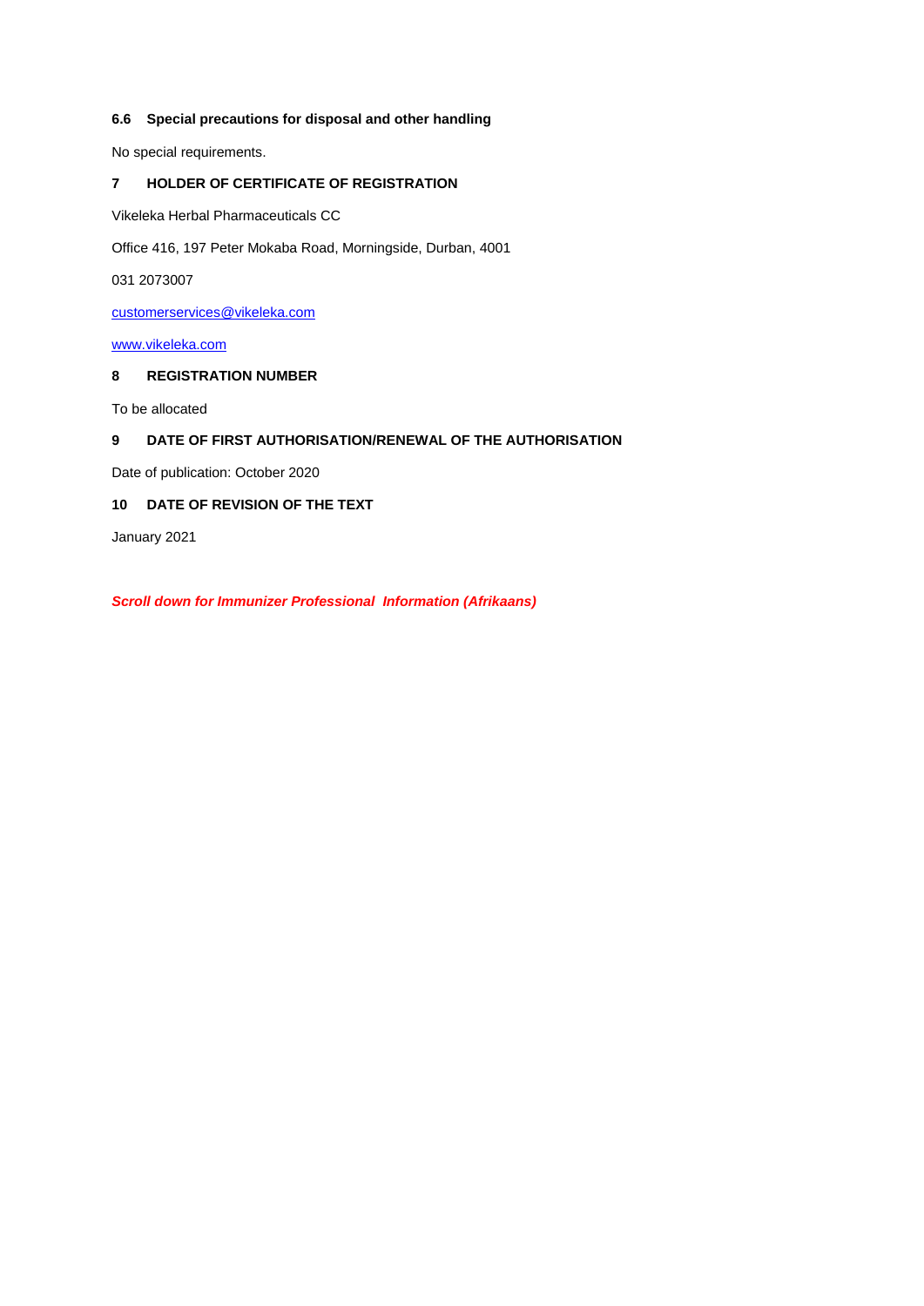### 6.6 Special precautions for disposal and other handling

No special requirements.

## 7 HOLDER OF CERTIFICATE OF REGISTRATION

Vikeleka Herbal Pharmaceuticals CC

Office 416, 197 Peter Mokaba Road, Morningside, Durban, 4001

031 2073007

customerservices@vikeleka.com

www.vikeleka.com

## 8 REGISTRATION NUMBER

To be allocated

## 9 DATE OF FIRST AUTHORISATION/RENEWAL OF THE AUTHORISATION

Date of publication: October 2020

## 10 DATE OF REVISION OF THE TEXT

January 2021

***Scroll down for Immunizer Professional Information (Afrikaans)***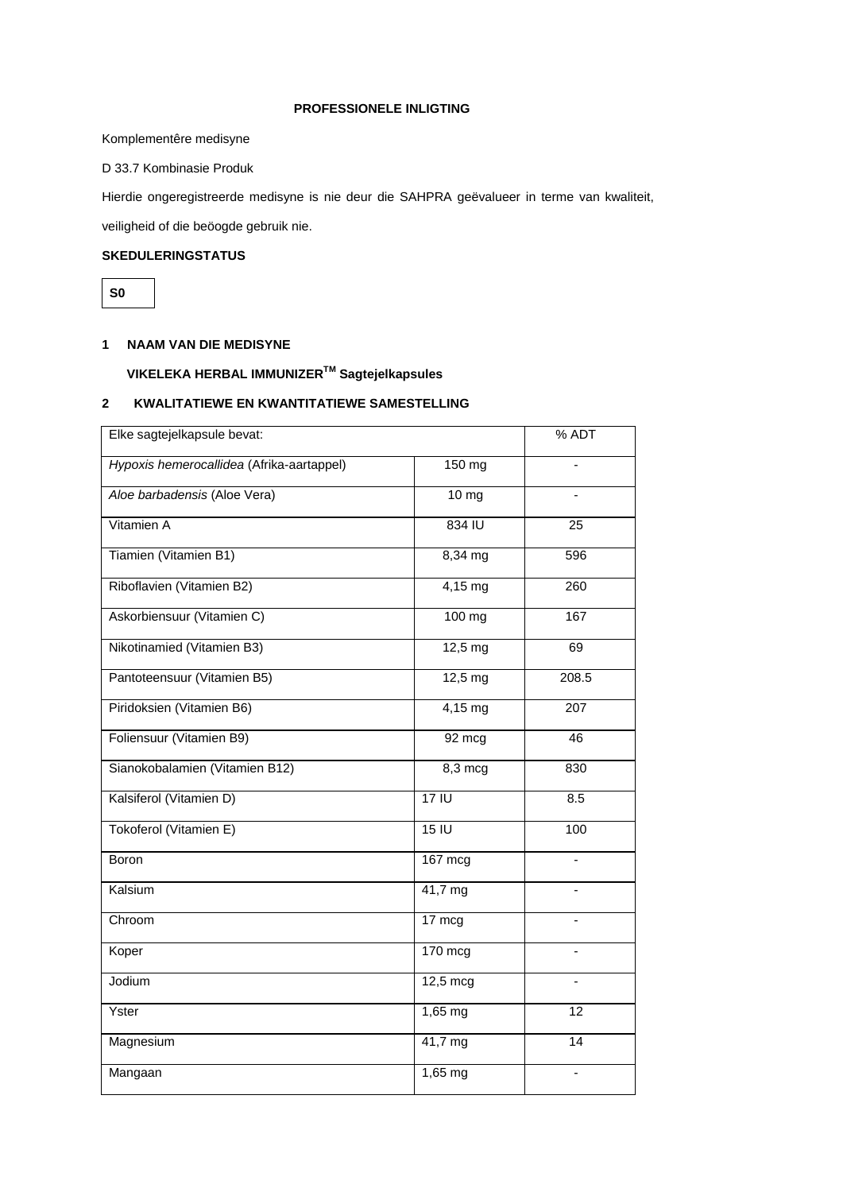**PROFESSIONELE INLIGTING**

Komplementêre medisyne

D 33.7 Kombinasie Produk

Hierdie ongeregistreerde medisyne is nie deur die SAHPRA geëvalueer in terme van kwaliteit, veiligheid of die beöogde gebruik nie.

**SKEDULERINGSTATUS**

**S0**

## 1 NAAM VAN DIE MEDISYNE

**VIKELEKA HERBAL IMMUNIZER[TM] Sagtejelkapsules**

## 2 KWALITATIEWE EN KWANTITATIEWE SAMESTELLING

| Elke sagtejelkapsule bevat: | | % ADT |
|---|---|---|
| *Hypoxis hemerocallidea* (Afrika-aartappel) | 150 mg | - |
| *Aloe barbadensis* (Aloe Vera) | 10 mg | - |
| Vitamien A | 834 IU | 25 |
| Tiamien (Vitamien B1) | 8,34 mg | 596 |
| Riboflavien (Vitamien B2) | 4,15 mg | 260 |
| Askorbiensuur (Vitamien C) | 100 mg | 167 |
| Nikotinamied (Vitamien B3) | 12,5 mg | 69 |
| Pantoteensuur (Vitamien B5) | 12,5 mg | 208.5 |
| Piridoksien (Vitamien B6) | 4,15 mg | 207 |
| Foliensuur (Vitamien B9) | 92 mcg | 46 |
| Sianokobalamien (Vitamien B12) | 8,3 mcg | 830 |
| Kalsiferol (Vitamien D) | 17 IU | 8.5 |
| Tokoferol (Vitamien E) | 15 IU | 100 |
| Boron | 167 mcg | - |
| Kalsium | 41,7 mg | - |
| Chroom | 17 mcg | - |
| Koper | 170 mcg | - |
| Jodium | 12,5 mcg | - |
| Yster | 1,65 mg | 12 |
| Magnesium | 41,7 mg | 14 |
| Mangaan | 1,65 mg | - |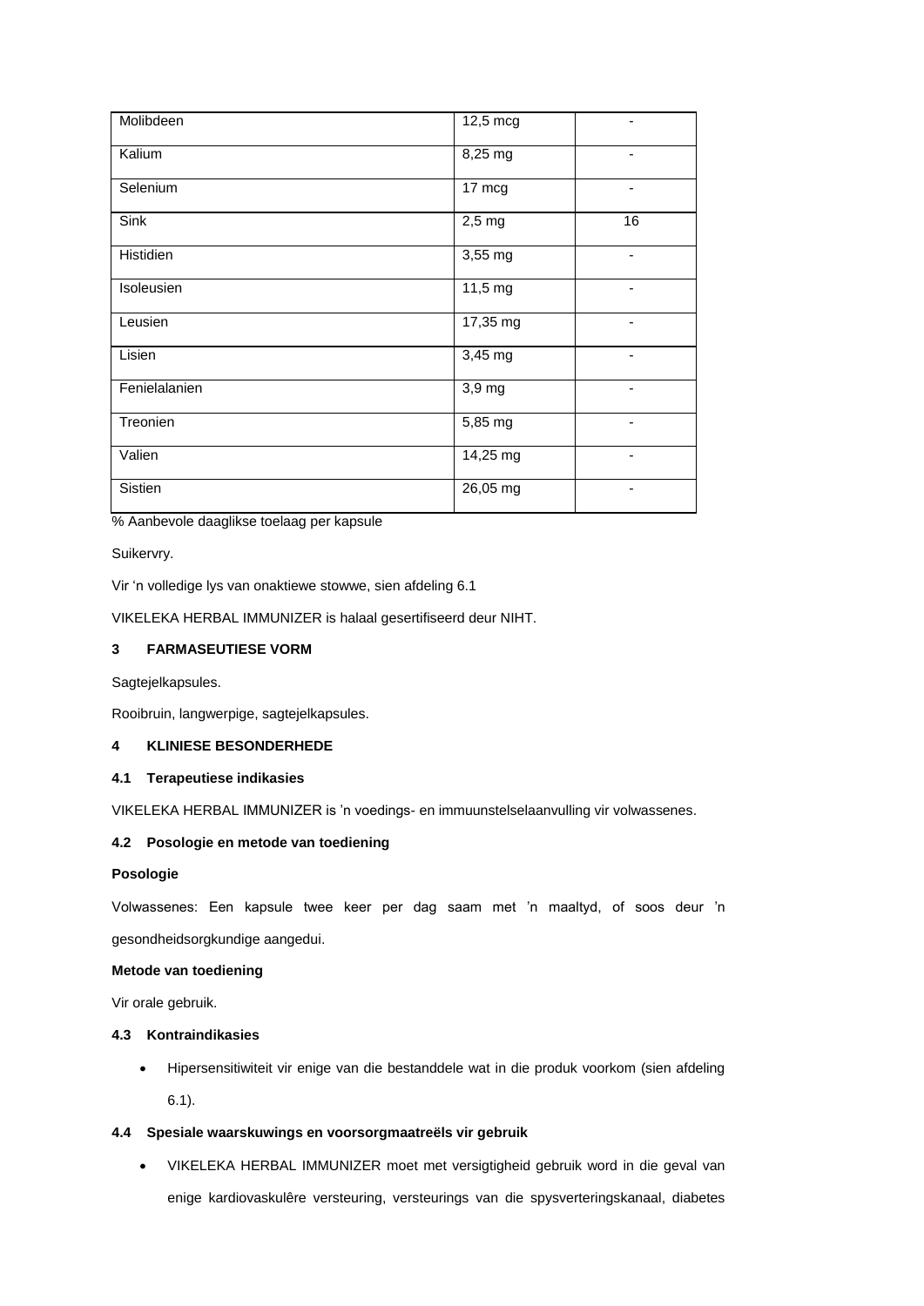| | | |
|---|---|---|
| Molibdeen | 12,5 mcg | - |
| Kalium | 8,25 mg | - |
| Selenium | 17 mcg | - |
| Sink | 2,5 mg | 16 |
| Histidien | 3,55 mg | - |
| Isoleusien | 11,5 mg | - |
| Leusien | 17,35 mg | - |
| Lisien | 3,45 mg | - |
| Fenielalanien | 3,9 mg | - |
| Treonien | 5,85 mg | - |
| Valien | 14,25 mg | - |
| Sistien | 26,05 mg | - |

% Aanbevole daaglikse toelaag per kapsule

Suikervry.

Vir 'n volledige lys van onaktiewe stowwe, sien afdeling 6.1

VIKELEKA HERBAL IMMUNIZER is halaal gesertifiseerd deur NIHT.

## 3 FARMASEUTIESE VORM

Sagtejelkapsules.

Rooibruin, langwerpige, sagtejelkapsules.

## 4 KLINIESE BESONDERHEDE

### 4.1 Terapeutiese indikasies

VIKELEKA HERBAL IMMUNIZER is 'n voedings- en immuunstelselaanvulling vir volwassenes.

### 4.2 Posologie en metode van toediening

**Posologie**

Volwassenes: Een kapsule twee keer per dag saam met 'n maaltyd, of soos deur 'n gesondheidsorgkundige aangedui.

**Metode van toediening**

Vir orale gebruik.

### 4.3 Kontraindikasies

- Hipersensitiwiteit vir enige van die bestanddele wat in die produk voorkom (sien afdeling 6.1).

### 4.4 Spesiale waarskuwings en voorsorgmaatreëls vir gebruik

- VIKELEKA HERBAL IMMUNIZER moet met versigtigheid gebruik word in die geval van enige kardiovaskulêre versteuring, versteurings van die spysverteringskanaal, diabetes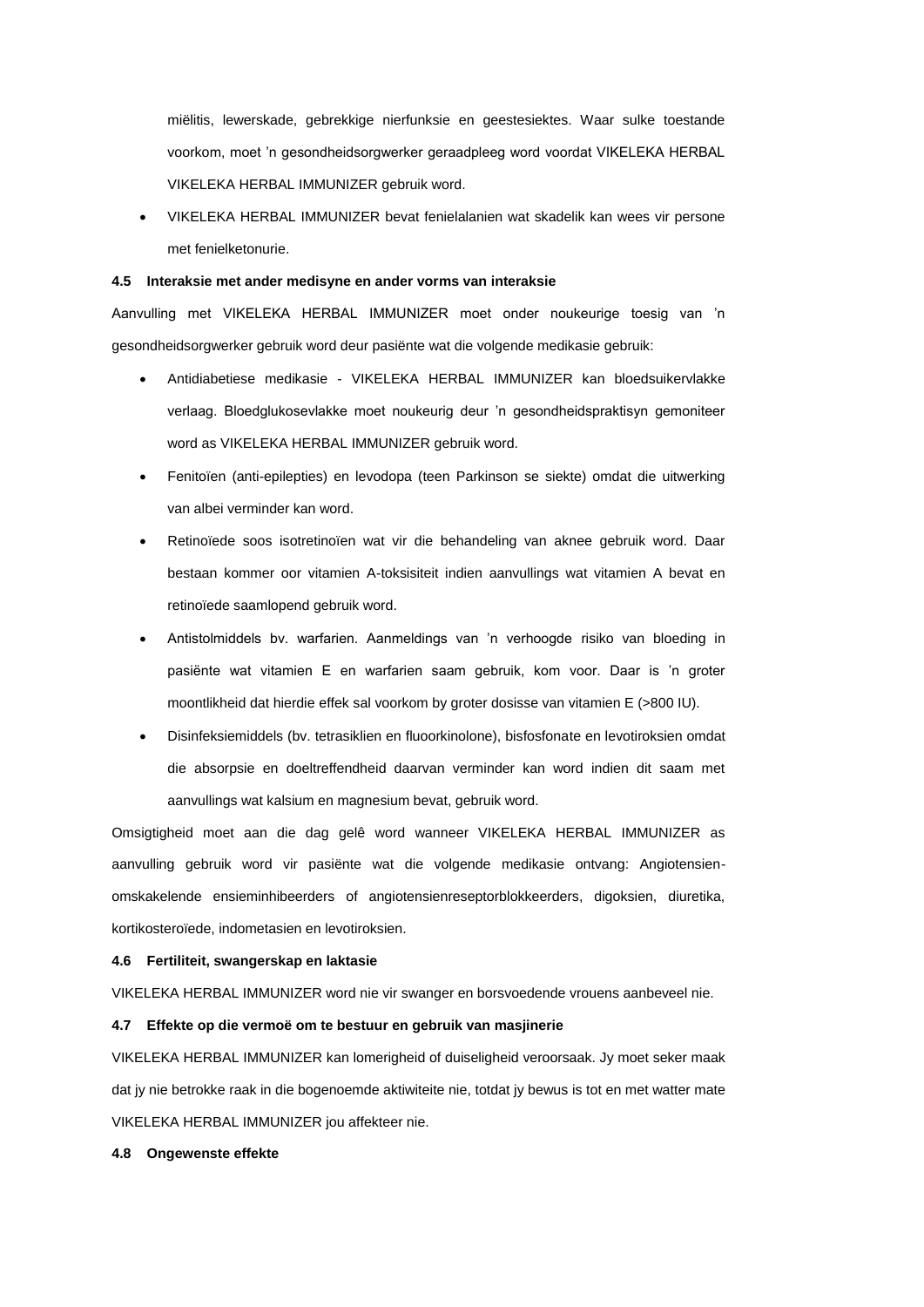miëlitis, lewerskade, gebrekkige nierfunksie en geestesiektes. Waar sulke toestande voorkom, moet 'n gesondheidsorgwerker geraadpleeg word voordat VIKELEKA HERBAL VIKELEKA HERBAL IMMUNIZER gebruik word.

- VIKELEKA HERBAL IMMUNIZER bevat fenielalanien wat skadelik kan wees vir persone met fenielketonurie.

**4.5 Interaksie met ander medisyne en ander vorms van interaksie**

Aanvulling met VIKELEKA HERBAL IMMUNIZER moet onder noukeurige toesig van 'n gesondheidsorgwerker gebruik word deur pasiënte wat die volgende medikasie gebruik:

- Antidiabetiese medikasie - VIKELEKA HERBAL IMMUNIZER kan bloedsuikervlakke verlaag. Bloedglukosevlakke moet noukeurig deur 'n gesondheidspraktisyn gemoniteer word as VIKELEKA HERBAL IMMUNIZER gebruik word.
- Fenitoïen (anti-epilepties) en levodopa (teen Parkinson se siekte) omdat die uitwerking van albei verminder kan word.
- Retinoïede soos isotretinoïen wat vir die behandeling van aknee gebruik word. Daar bestaan kommer oor vitamien A-toksisiteit indien aanvullings wat vitamien A bevat en retinoïede saamlopend gebruik word.
- Antistolmiddels bv. warfarien. Aanmeldings van 'n verhoogde risiko van bloeding in pasiënte wat vitamien E en warfarien saam gebruik, kom voor. Daar is 'n groter moontlikheid dat hierdie effek sal voorkom by groter dosisse van vitamien E (>800 IU).
- Disinfeksiemiddels (bv. tetrasiklien en fluoorkinolone), bisfosfonate en levotiroksien omdat die absorpsie en doeltreffendheid daarvan verminder kan word indien dit saam met aanvullings wat kalsium en magnesium bevat, gebruik word.

Omsigtigheid moet aan die dag gelê word wanneer VIKELEKA HERBAL IMMUNIZER as aanvulling gebruik word vir pasiënte wat die volgende medikasie ontvang: Angiotensien-omskakelende ensieminhibeerders of angiotensienreseptorblokkeerders, digoksien, diuretika, kortikosteroïede, indometasien en levotiroksien.

**4.6 Fertiliteit, swangerskap en laktasie**

VIKELEKA HERBAL IMMUNIZER word nie vir swanger en borsvoedende vrouens aanbeveel nie.

**4.7 Effekte op die vermoë om te bestuur en gebruik van masjinerie**

VIKELEKA HERBAL IMMUNIZER kan lomerigheid of duiseligheid veroorsaak. Jy moet seker maak dat jy nie betrokke raak in die bogenoemde aktiwiteite nie, totdat jy bewus is tot en met watter mate VIKELEKA HERBAL IMMUNIZER jou affekteer nie.

**4.8 Ongewenste effekte**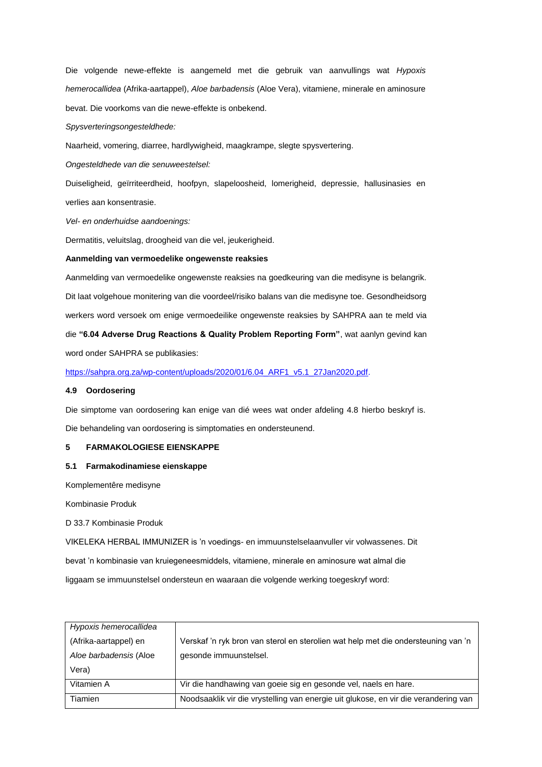Die volgende newe-effekte is aangemeld met die gebruik van aanvullings wat *Hypoxis hemerocallidea* (Afrika-aartappel), *Aloe barbadensis* (Aloe Vera), vitamiene, minerale en aminosure bevat. Die voorkoms van die newe-effekte is onbekend.

*Spysverteringsongesteldhede:*

Naarheid, vomering, diarree, hardlywigheid, maagkrampe, slegte spysvertering.

*Ongesteldhede van die senuweestelsel:*

Duiseligheid, geïrriteerdheid, hoofpyn, slapeloosheid, lomerigheid, depressie, hallusinasies en verlies aan konsentrasie.

*Vel- en onderhuidse aandoenings:*

Dermatitis, veluitslag, droogheid van die vel, jeukerigheid.

**Aanmelding van vermoedelike ongewenste reaksies**

Aanmelding van vermoedelike ongewenste reaksies na goedkeuring van die medisyne is belangrik. Dit laat volgehoue monitering van die voordeel/risiko balans van die medisyne toe. Gesondheidsorg werkers word versoek om enige vermoedeilike ongewenste reaksies by SAHPRA aan te meld via die **"6.04 Adverse Drug Reactions & Quality Problem Reporting Form"**, wat aanlyn gevind kan word onder SAHPRA se publikasies:

https://sahpra.org.za/wp-content/uploads/2020/01/6.04_ARF1_v5.1_27Jan2020.pdf.

### 4.9 Oordosering

Die simptome van oordosering kan enige van dié wees wat onder afdeling 4.8 hierbo beskryf is. Die behandeling van oordosering is simptomaties en ondersteunend.

## 5 FARMAKOLOGIESE EIENSKAPPE

### 5.1 Farmakodinamiese eienskappe

Komplementêre medisyne

Kombinasie Produk

D 33.7 Kombinasie Produk

VIKELEKA HERBAL IMMUNIZER is 'n voedings- en immuunstelselaanvuller vir volwassenes. Dit bevat 'n kombinasie van kruiegeneesmiddels, vitamiene, minerale en aminosure wat almal die liggaam se immuunstelsel ondersteun en waaraan die volgende werking toegeskryf word:

| | |
|---|---|
| *Hypoxis hemerocallidea* (Afrika-aartappel) en *Aloe barbadensis* (Aloe Vera) | Verskaf 'n ryk bron van sterol en sterolien wat help met die ondersteuning van 'n gesonde immuunstelsel. |
| Vitamien A | Vir die handhawing van goeie sig en gesonde vel, naels en hare. |
| Tiamien | Noodsaaklik vir die vrystelling van energie uit glukose, en vir die verandering van |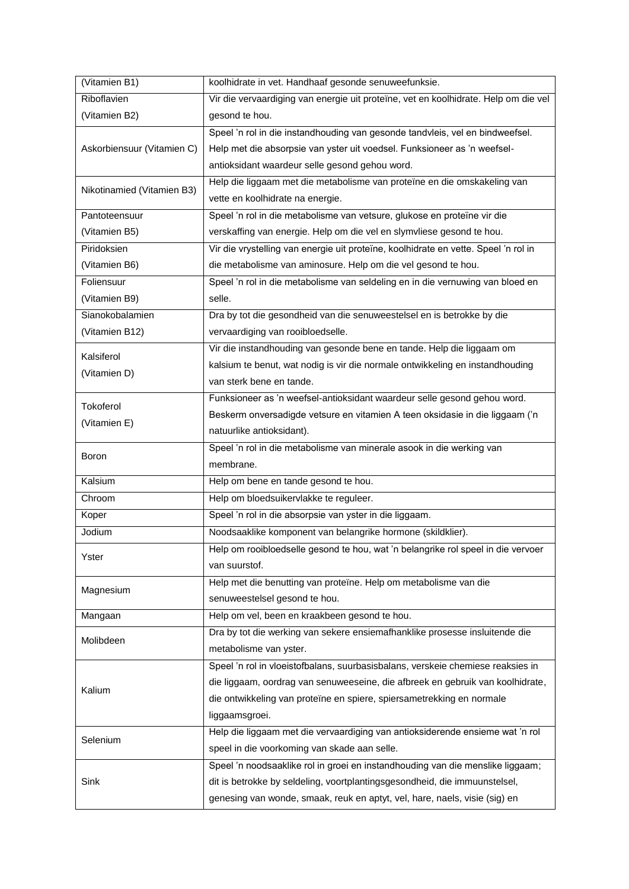| (Vitamien B1) | koolhidrate in vet. Handhaaf gesonde senuweefunksie. |
|---|---|
| Riboflavien (Vitamien B2) | Vir die vervaardiging van energie uit proteïne, vet en koolhidrate. Help om die vel gesond te hou. |
| Askorbiensuur (Vitamien C) | Speel 'n rol in die instandhouding van gesonde tandvleis, vel en bindweefsel. Help met die absorpsie van yster uit voedsel. Funksioneer as 'n weefsel-antioksidant waardeur selle gesond gehou word. |
| Nikotinamied (Vitamien B3) | Help die liggaam met die metabolisme van proteïne en die omskakeling van vette en koolhidrate na energie. |
| Pantoteensuur (Vitamien B5) | Speel 'n rol in die metabolisme van vetsure, glukose en proteïne vir die verskaffing van energie. Help om die vel en slymvliese gesond te hou. |
| Piridoksien (Vitamien B6) | Vir die vrystelling van energie uit proteïne, koolhidrate en vette. Speel 'n rol in die metabolisme van aminosure. Help om die vel gesond te hou. |
| Foliensuur (Vitamien B9) | Speel 'n rol in die metabolisme van seldeling en in die vernuwing van bloed en selle. |
| Sianokobalamien (Vitamien B12) | Dra by tot die gesondheid van die senuweestelsel en is betrokke by die vervaardiging van rooibloedselle. |
| Kalsiferol (Vitamien D) | Vir die instandhouding van gesonde bene en tande. Help die liggaam om kalsium te benut, wat nodig is vir die normale ontwikkeling en instandhouding van sterk bene en tande. |
| Tokoferol (Vitamien E) | Funksioneer as 'n weefsel-antioksidant waardeur selle gesond gehou word. Beskerm onversadigde vetsure en vitamien A teen oksidasie in die liggaam ('n natuurlike antioksidant). |
| Boron | Speel 'n rol in die metabolisme van minerale asook in die werking van membrane. |
| Kalsium | Help om bene en tande gesond te hou. |
| Chroom | Help om bloedsuikervlakke te reguleer. |
| Koper | Speel 'n rol in die absorpsie van yster in die liggaam. |
| Jodium | Noodsaaklike komponent van belangrike hormone (skildklier). |
| Yster | Help om rooibloedselle gesond te hou, wat 'n belangrike rol speel in die vervoer van suurstof. |
| Magnesium | Help met die benutting van proteïne. Help om metabolisme van die senuweestelsel gesond te hou. |
| Mangaan | Help om vel, been en kraakbeen gesond te hou. |
| Molibdeen | Dra by tot die werking van sekere ensiemafhanklike prosesse insluitende die metabolisme van yster. |
| Kalium | Speel 'n rol in vloeistofbalans, suurbasisbalans, verskeie chemiese reaksies in die liggaam, oordrag van senuweeseine, die afbreek en gebruik van koolhidrate, die ontwikkeling van proteïne en spiere, spiersametrekking en normale liggaamsgroei. |
| Selenium | Help die liggaam met die vervaardiging van antioksiderende ensieme wat 'n rol speel in die voorkoming van skade aan selle. |
| Sink | Speel 'n noodsaaklike rol in groei en instandhouding van die menslike liggaam; dit is betrokke by seldeling, voortplantingsgesondheid, die immuunstelsel, genesing van wonde, smaak, reuk en aptyt, vel, hare, naels, visie (sig) en |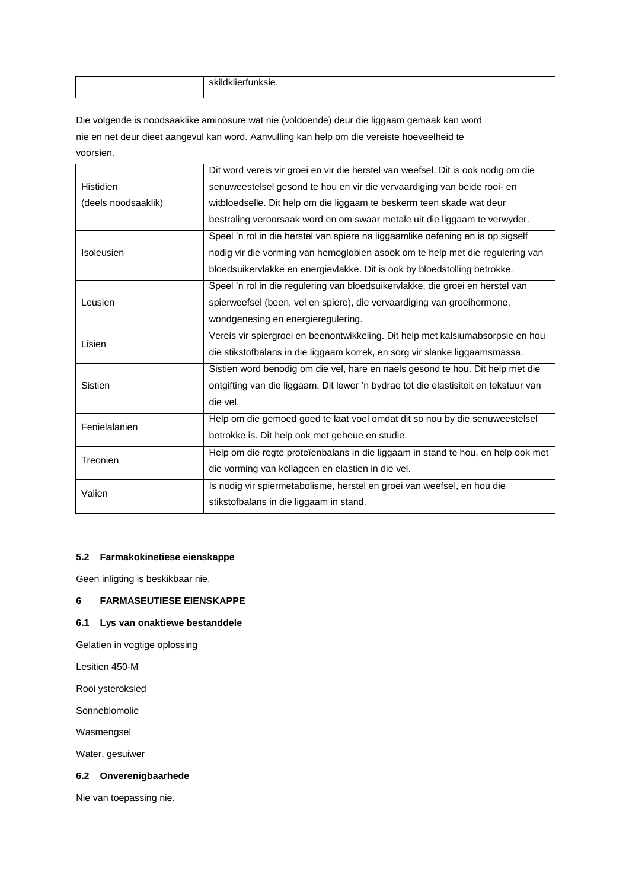| | skildklierfunksie. |
|---|---|

Die volgende is noodsaaklike aminosure wat nie (voldoende) deur die liggaam gemaak kan word nie en net deur dieet aangevul kan word. Aanvulling kan help om die vereiste hoeveelheid te voorsien.

| | |
|---|---|
| Histidien (deels noodsaaklik) | Dit word vereis vir groei en vir die herstel van weefsel. Dit is ook nodig om die senuweestelsel gesond te hou en vir die vervaardiging van beide rooi- en witbloedselle. Dit help om die liggaam te beskerm teen skade wat deur bestraling veroorsaak word en om swaar metale uit die liggaam te verwyder. |
| Isoleusien | Speel 'n rol in die herstel van spiere na liggaamlike oefening en is op sigself nodig vir die vorming van hemoglobien asook om te help met die regulering van bloedsuikervlakke en energievlakke. Dit is ook by bloedstolling betrokke. |
| Leusien | Speel 'n rol in die regulering van bloedsuikervlakke, die groei en herstel van spierweefsel (been, vel en spiere), die vervaardiging van groeihormone, wondgenesing en energieregulering. |
| Lisien | Vereis vir spiergroei en beenontwikkeling. Dit help met kalsiumabsorpsie en hou die stikstofbalans in die liggaam korrek, en sorg vir slanke liggaamsmassa. |
| Sistien | Sistien word benodig om die vel, hare en naels gesond te hou. Dit help met die ontgifting van die liggaam. Dit lewer 'n bydrae tot die elastisiteit en tekstuur van die vel. |
| Fenielalanien | Help om die gemoed goed te laat voel omdat dit so nou by die senuweestelsel betrokke is. Dit help ook met geheue en studie. |
| Treonien | Help om die regte proteïenbalans in die liggaam in stand te hou, en help ook met die vorming van kollageen en elastien in die vel. |
| Valien | Is nodig vir spiermetabolisme, herstel en groei van weefsel, en hou die stikstofbalans in die liggaam in stand. |

### 5.2 Farmakokinetiese eienskappe

Geen inligting is beskikbaar nie.

## 6 FARMASEUTIESE EIENSKAPPE

### 6.1 Lys van onaktiewe bestanddele

Gelatien in vogtige oplossing

Lesitien 450-M

Rooi ysteroksied

Sonneblomolie

Wasmengsel

Water, gesuiwer

### 6.2 Onverenigbaarhede

Nie van toepassing nie.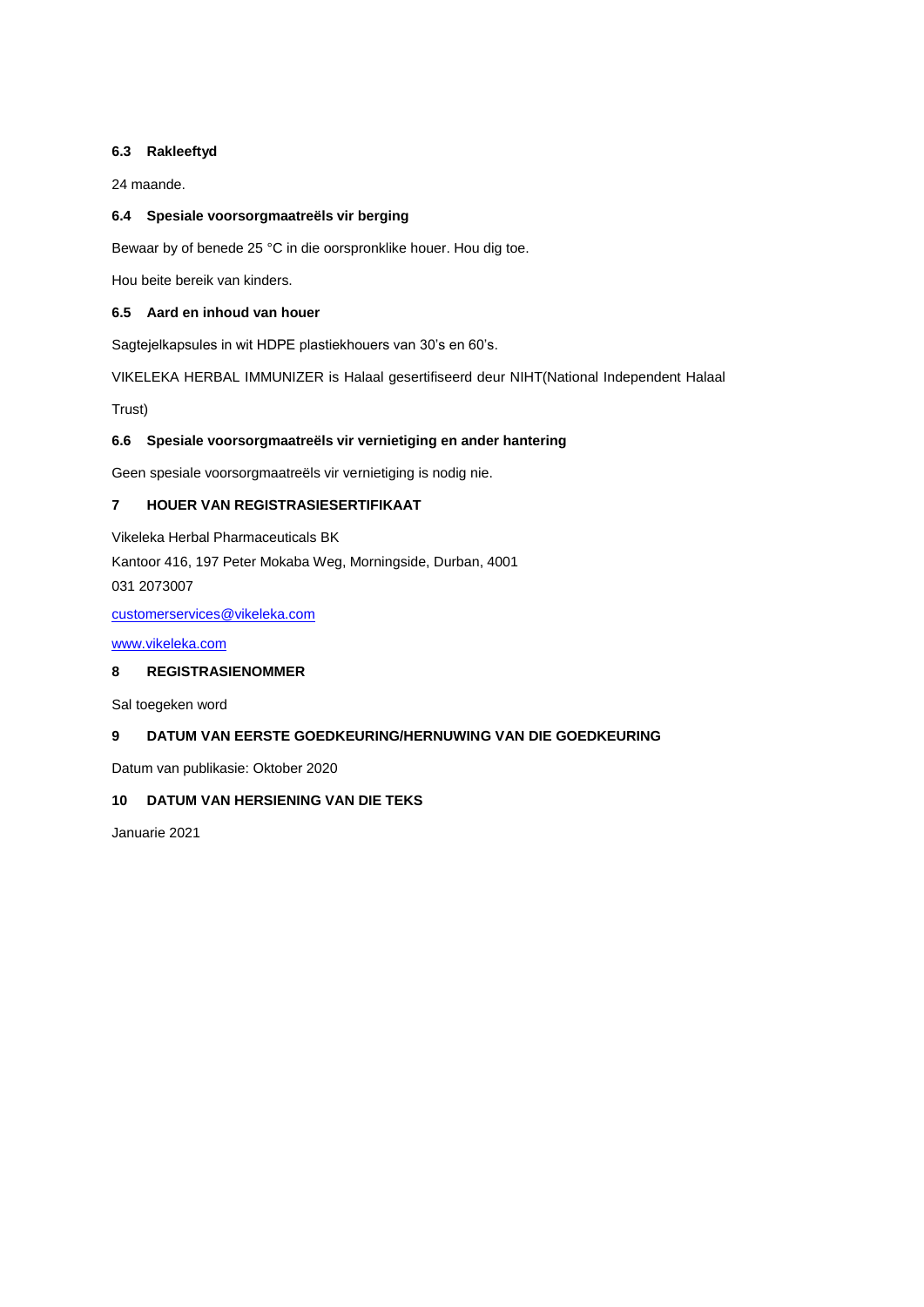### 6.3 Rakleeftyd

24 maande.

### 6.4 Spesiale voorsorgmaatreëls vir berging

Bewaar by of benede 25 °C in die oorspronklike houer. Hou dig toe.

Hou beite bereik van kinders.

### 6.5 Aard en inhoud van houer

Sagtejelkapsules in wit HDPE plastiekhouers van 30's en 60's.

VIKELEKA HERBAL IMMUNIZER is Halaal gesertifiseerd deur NIHT(National Independent Halaal Trust)

### 6.6 Spesiale voorsorgmaatreëls vir vernietiging en ander hantering

Geen spesiale voorsorgmaatreëls vir vernietiging is nodig nie.

## 7 HOUER VAN REGISTRASIESERTIFIKAAT

Vikeleka Herbal Pharmaceuticals BK
Kantoor 416, 197 Peter Mokaba Weg, Morningside, Durban, 4001
031 2073007

customerservices@vikeleka.com

www.vikeleka.com

## 8 REGISTRASIENOMMER

Sal toegeken word

## 9 DATUM VAN EERSTE GOEDKEURING/HERNUWING VAN DIE GOEDKEURING

Datum van publikasie: Oktober 2020

## 10 DATUM VAN HERSIENING VAN DIE TEKS

Januarie 2021